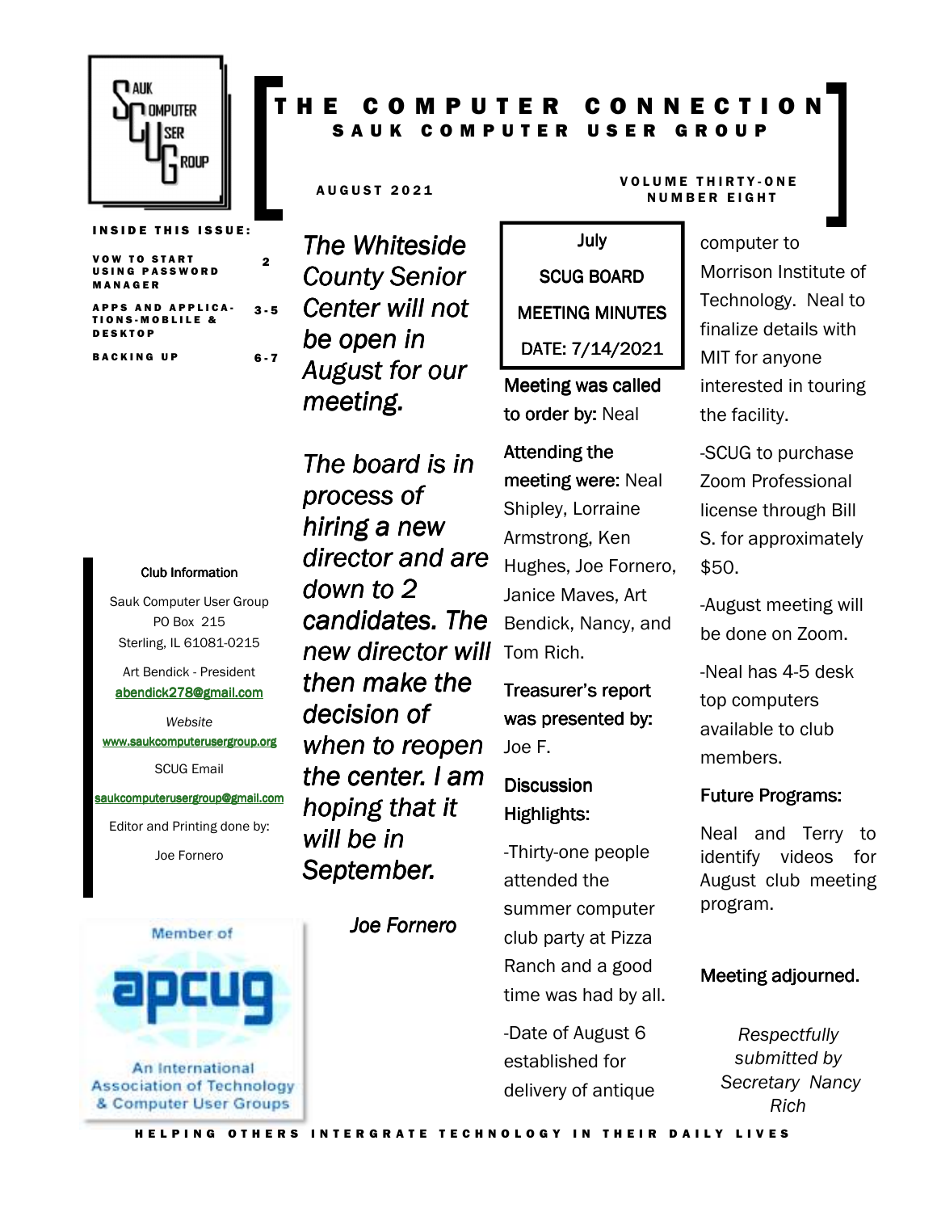# THE COMPUTER CONNECTION
## SAUK COMPUTER USER GROUP

AUGUST 2021

VOLUME THIRTY-ONE
NUMBER EIGHT

**INSIDE THIS ISSUE:**

| | |
|---|---|
| VOW TO START USING PASSWORD MANAGER | 2 |
| APPS AND APPLICATIONS-MOBLILE & DESKTOP | 3-5 |
| BACKING UP | 6-7 |

*The Whiteside County Senior Center will not be open in August for our meeting.*

*The board is in process of hiring a new director and are down to 2 candidates. The new director will then make the decision of when to reopen the center. I am hoping that it will be in September.*

*Joe Fornero*

**July SCUG BOARD MEETING MINUTES DATE: 7/14/2021**

**Meeting was called to order by:** Neal

**Attending the meeting were:** Neal Shipley, Lorraine Armstrong, Ken Hughes, Joe Fornero, Janice Maves, Art Bendick, Nancy, and Tom Rich.

**Treasurer's report was presented by:** Joe F.

**Discussion Highlights:**

-Thirty-one people attended the summer computer club party at Pizza Ranch and a good time was had by all.

-Date of August 6 established for delivery of antique computer to Morrison Institute of Technology. Neal to finalize details with MIT for anyone interested in touring the facility.

-SCUG to purchase Zoom Professional license through Bill S. for approximately $50.

-August meeting will be done on Zoom.

-Neal has 4-5 desk top computers available to club members.

**Future Programs:**

Neal and Terry to identify videos for August club meeting program.

**Meeting adjourned.**

*Respectfully submitted by Secretary Nancy Rich*

**Club Information**

Sauk Computer User Group
PO Box 215
Sterling, IL 61081-0215

Art Bendick - President
abendick278@gmail.com

*Website*
www.saukcomputerusergroup.org

SCUG Email
saukcomputerusergroup@gmail.com

Editor and Printing done by:
Joe Fornero

Member of apcug
An International Association of Technology & Computer User Groups

HELPING OTHERS INTERGRATE TECHNOLOGY IN THEIR DAILY LIVES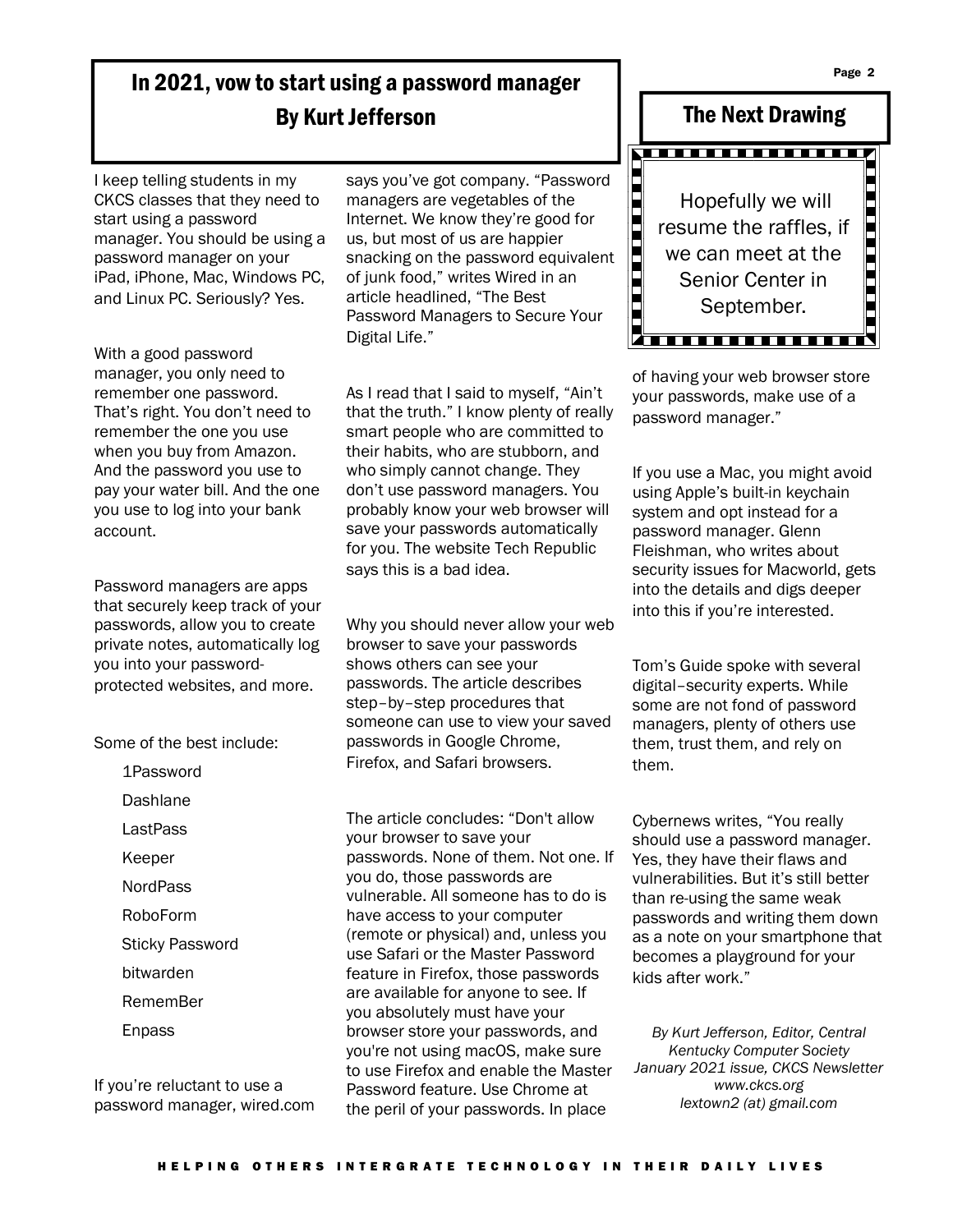# In 2021, vow to start using a password manager
## By Kurt Jefferson

I keep telling students in my CKCS classes that they need to start using a password manager. You should be using a password manager on your iPad, iPhone, Mac, Windows PC, and Linux PC. Seriously? Yes.

With a good password manager, you only need to remember one password. That's right. You don't need to remember the one you use when you buy from Amazon. And the password you use to pay your water bill. And the one you use to log into your bank account.

Password managers are apps that securely keep track of your passwords, allow you to create private notes, automatically log you into your password-protected websites, and more.

Some of the best include:

- 1Password
- Dashlane
- LastPass
- Keeper
- NordPass
- RoboForm
- Sticky Password
- bitwarden
- RememBer
- Enpass

If you're reluctant to use a password manager, wired.com says you've got company. "Password managers are vegetables of the Internet. We know they're good for us, but most of us are happier snacking on the password equivalent of junk food," writes Wired in an article headlined, "The Best Password Managers to Secure Your Digital Life."

As I read that I said to myself, "Ain't that the truth." I know plenty of really smart people who are committed to their habits, who are stubborn, and who simply cannot change. They don't use password managers. You probably know your web browser will save your passwords automatically for you. The website Tech Republic says this is a bad idea.

Why you should never allow your web browser to save your passwords shows others can see your passwords. The article describes step–by–step procedures that someone can use to view your saved passwords in Google Chrome, Firefox, and Safari browsers.

The article concludes: "Don't allow your browser to save your passwords. None of them. Not one. If you do, those passwords are vulnerable. All someone has to do is have access to your computer (remote or physical) and, unless you use Safari or the Master Password feature in Firefox, those passwords are available for anyone to see. If you absolutely must have your browser store your passwords, and you're not using macOS, make sure to use Firefox and enable the Master Password feature. Use Chrome at the peril of your passwords. In place of having your web browser store your passwords, make use of a password manager."

If you use a Mac, you might avoid using Apple's built-in keychain system and opt instead for a password manager. Glenn Fleishman, who writes about security issues for Macworld, gets into the details and digs deeper into this if you're interested.

Tom's Guide spoke with several digital–security experts. While some are not fond of password managers, plenty of others use them, trust them, and rely on them.

Cybernews writes, "You really should use a password manager. Yes, they have their flaws and vulnerabilities. But it's still better than re-using the same weak passwords and writing them down as a note on your smartphone that becomes a playground for your kids after work."

*By Kurt Jefferson, Editor, Central Kentucky Computer Society*
*January 2021 issue, CKCS Newsletter*
*www.ckcs.org*
*lextown2 (at) gmail.com*

## The Next Drawing

Hopefully we will resume the raffles, if we can meet at the Senior Center in September.

HELPING OTHERS INTERGRATE TECHNOLOGY IN THEIR DAILY LIVES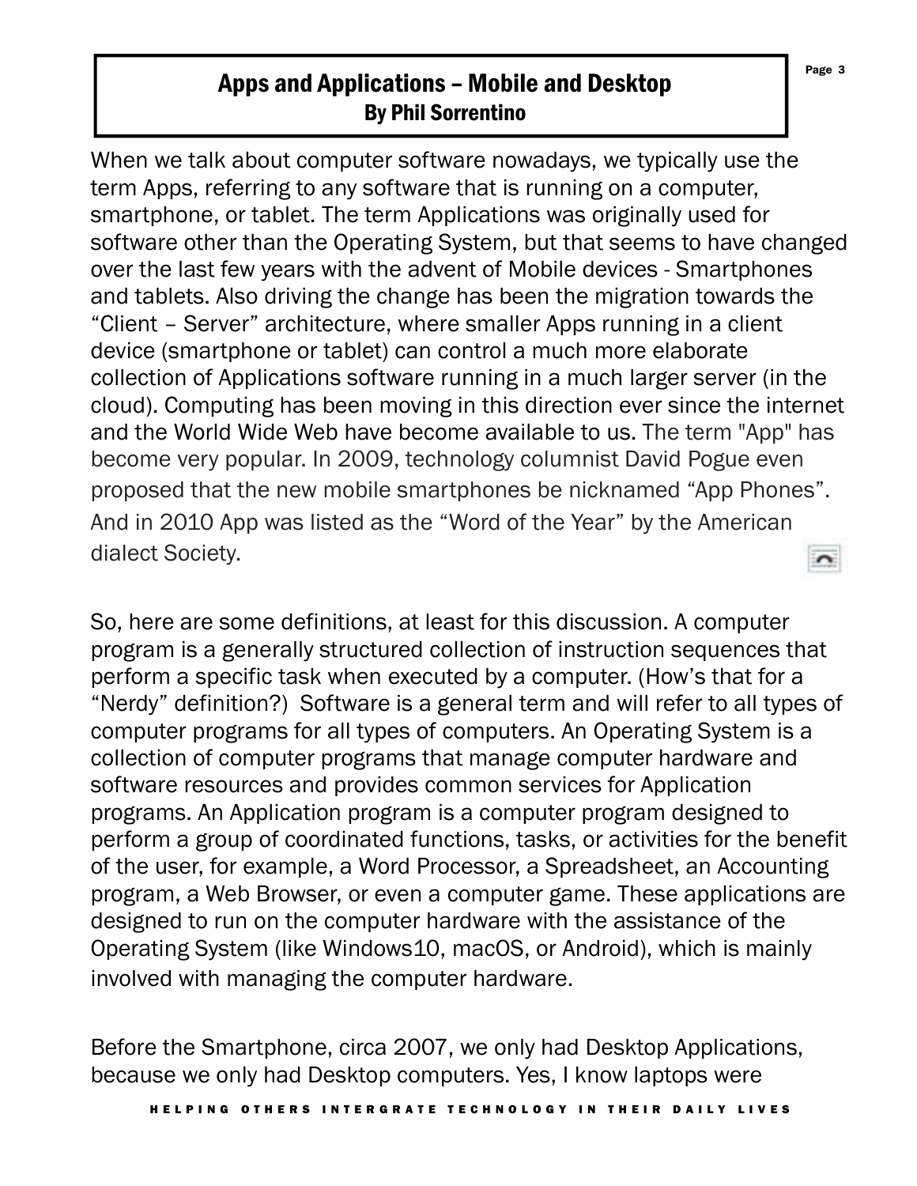# Apps and Applications – Mobile and Desktop

**By Phil Sorrentino**

When we talk about computer software nowadays, we typically use the term Apps, referring to any software that is running on a computer, smartphone, or tablet. The term Applications was originally used for software other than the Operating System, but that seems to have changed over the last few years with the advent of Mobile devices - Smartphones and tablets. Also driving the change has been the migration towards the "Client – Server" architecture, where smaller Apps running in a client device (smartphone or tablet) can control a much more elaborate collection of Applications software running in a much larger server (in the cloud). Computing has been moving in this direction ever since the internet and the World Wide Web have become available to us. The term "App" has become very popular. In 2009, technology columnist David Pogue even proposed that the new mobile smartphones be nicknamed "App Phones". And in 2010 App was listed as the "Word of the Year" by the American dialect Society.

So, here are some definitions, at least for this discussion. A computer program is a generally structured collection of instruction sequences that perform a specific task when executed by a computer. (How's that for a "Nerdy" definition?) Software is a general term and will refer to all types of computer programs for all types of computers. An Operating System is a collection of computer programs that manage computer hardware and software resources and provides common services for Application programs. An Application program is a computer program designed to perform a group of coordinated functions, tasks, or activities for the benefit of the user, for example, a Word Processor, a Spreadsheet, an Accounting program, a Web Browser, or even a computer game. These applications are designed to run on the computer hardware with the assistance of the Operating System (like Windows10, macOS, or Android), which is mainly involved with managing the computer hardware.

Before the Smartphone, circa 2007, we only had Desktop Applications, because we only had Desktop computers. Yes, I know laptops were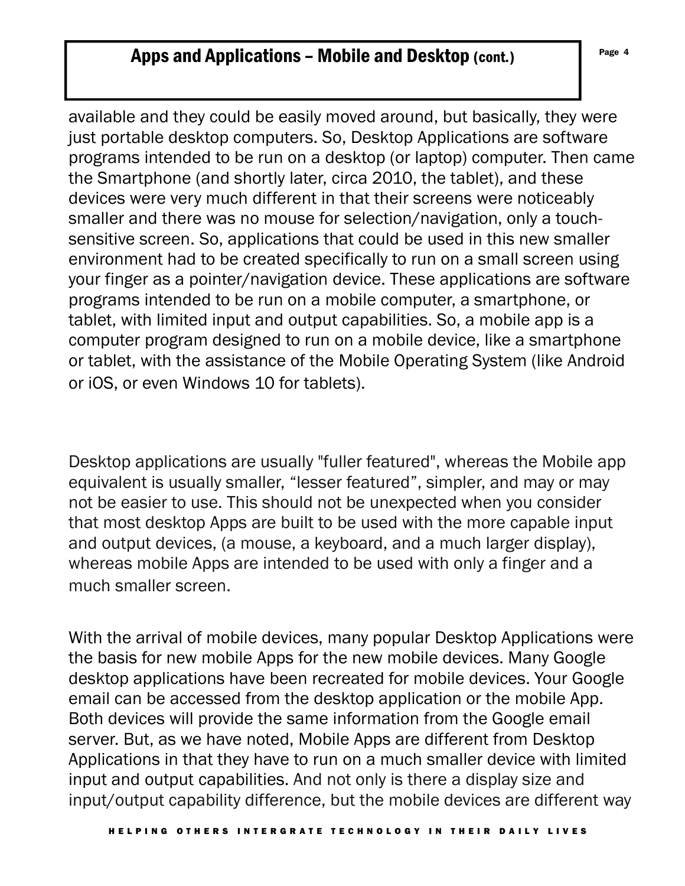## Apps and Applications – Mobile and Desktop (cont.)

available and they could be easily moved around, but basically, they were just portable desktop computers. So, Desktop Applications are software programs intended to be run on a desktop (or laptop) computer. Then came the Smartphone (and shortly later, circa 2010, the tablet), and these devices were very much different in that their screens were noticeably smaller and there was no mouse for selection/navigation, only a touch-sensitive screen. So, applications that could be used in this new smaller environment had to be created specifically to run on a small screen using your finger as a pointer/navigation device. These applications are software programs intended to be run on a mobile computer, a smartphone, or tablet, with limited input and output capabilities. So, a mobile app is a computer program designed to run on a mobile device, like a smartphone or tablet, with the assistance of the Mobile Operating System (like Android or iOS, or even Windows 10 for tablets).

Desktop applications are usually "fuller featured", whereas the Mobile app equivalent is usually smaller, "lesser featured", simpler, and may or may not be easier to use. This should not be unexpected when you consider that most desktop Apps are built to be used with the more capable input and output devices, (a mouse, a keyboard, and a much larger display), whereas mobile Apps are intended to be used with only a finger and a much smaller screen.

With the arrival of mobile devices, many popular Desktop Applications were the basis for new mobile Apps for the new mobile devices. Many Google desktop applications have been recreated for mobile devices. Your Google email can be accessed from the desktop application or the mobile App. Both devices will provide the same information from the Google email server. But, as we have noted, Mobile Apps are different from Desktop Applications in that they have to run on a much smaller device with limited input and output capabilities. And not only is there a display size and input/output capability difference, but the mobile devices are different way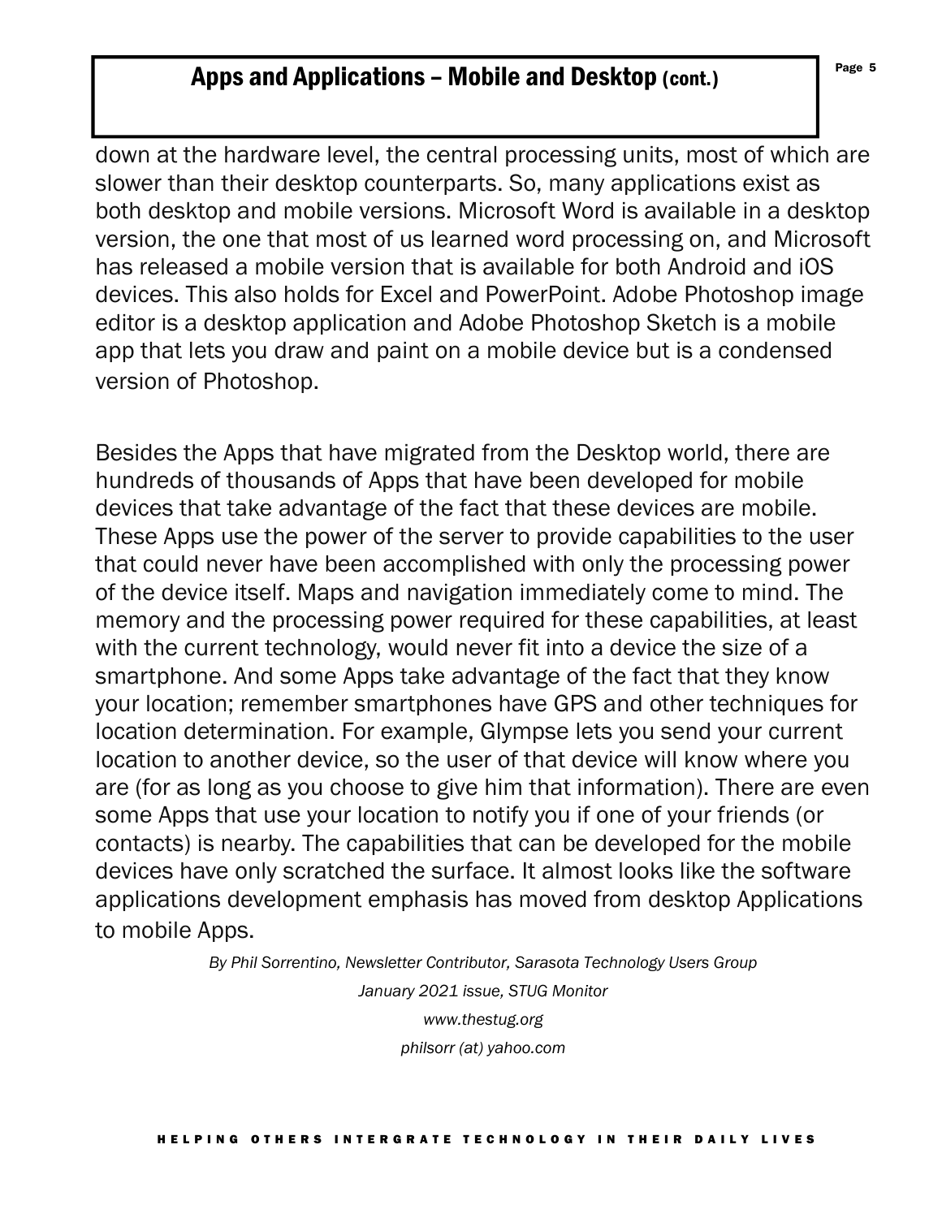## Apps and Applications – Mobile and Desktop (cont.)

down at the hardware level, the central processing units, most of which are slower than their desktop counterparts. So, many applications exist as both desktop and mobile versions. Microsoft Word is available in a desktop version, the one that most of us learned word processing on, and Microsoft has released a mobile version that is available for both Android and iOS devices. This also holds for Excel and PowerPoint. Adobe Photoshop image editor is a desktop application and Adobe Photoshop Sketch is a mobile app that lets you draw and paint on a mobile device but is a condensed version of Photoshop.

Besides the Apps that have migrated from the Desktop world, there are hundreds of thousands of Apps that have been developed for mobile devices that take advantage of the fact that these devices are mobile. These Apps use the power of the server to provide capabilities to the user that could never have been accomplished with only the processing power of the device itself. Maps and navigation immediately come to mind. The memory and the processing power required for these capabilities, at least with the current technology, would never fit into a device the size of a smartphone. And some Apps take advantage of the fact that they know your location; remember smartphones have GPS and other techniques for location determination. For example, Glympse lets you send your current location to another device, so the user of that device will know where you are (for as long as you choose to give him that information). There are even some Apps that use your location to notify you if one of your friends (or contacts) is nearby. The capabilities that can be developed for the mobile devices have only scratched the surface. It almost looks like the software applications development emphasis has moved from desktop Applications to mobile Apps.

*By Phil Sorrentino, Newsletter Contributor, Sarasota Technology Users Group*

*January 2021 issue, STUG Monitor*

*www.thestug.org*

*philsorr (at) yahoo.com*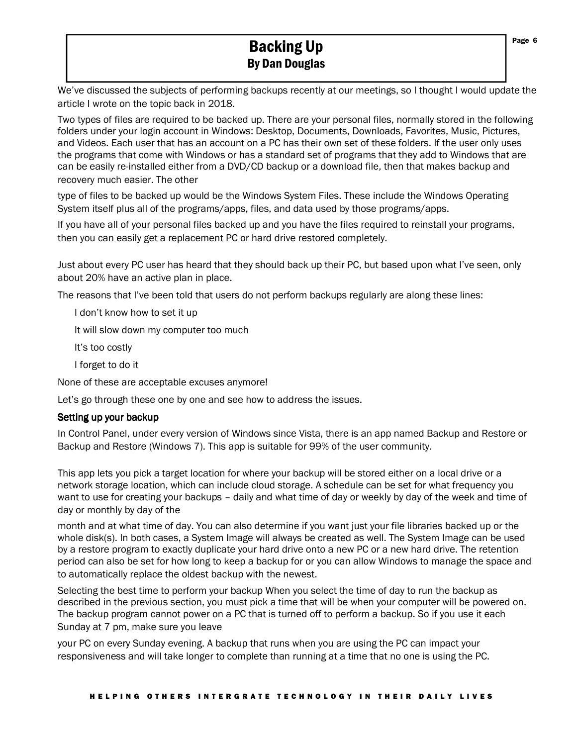# Backing Up
## By Dan Douglas

We've discussed the subjects of performing backups recently at our meetings, so I thought I would update the article I wrote on the topic back in 2018.

Two types of files are required to be backed up. There are your personal files, normally stored in the following folders under your login account in Windows: Desktop, Documents, Downloads, Favorites, Music, Pictures, and Videos. Each user that has an account on a PC has their own set of these folders. If the user only uses the programs that come with Windows or has a standard set of programs that they add to Windows that are can be easily re-installed either from a DVD/CD backup or a download file, then that makes backup and recovery much easier. The other type of files to be backed up would be the Windows System Files. These include the Windows Operating System itself plus all of the programs/apps, files, and data used by those programs/apps.

If you have all of your personal files backed up and you have the files required to reinstall your programs, then you can easily get a replacement PC or hard drive restored completely.

Just about every PC user has heard that they should back up their PC, but based upon what I've seen, only about 20% have an active plan in place.

The reasons that I've been told that users do not perform backups regularly are along these lines:

- I don't know how to set it up
- It will slow down my computer too much
- It's too costly
- I forget to do it

None of these are acceptable excuses anymore!

Let's go through these one by one and see how to address the issues.

### Setting up your backup

In Control Panel, under every version of Windows since Vista, there is an app named Backup and Restore or Backup and Restore (Windows 7). This app is suitable for 99% of the user community.

This app lets you pick a target location for where your backup will be stored either on a local drive or a network storage location, which can include cloud storage. A schedule can be set for what frequency you want to use for creating your backups – daily and what time of day or weekly by day of the week and time of day or monthly by day of the month and at what time of day. You can also determine if you want just your file libraries backed up or the whole disk(s). In both cases, a System Image will always be created as well. The System Image can be used by a restore program to exactly duplicate your hard drive onto a new PC or a new hard drive. The retention period can also be set for how long to keep a backup for or you can allow Windows to manage the space and to automatically replace the oldest backup with the newest.

Selecting the best time to perform your backup When you select the time of day to run the backup as described in the previous section, you must pick a time that will be when your computer will be powered on. The backup program cannot power on a PC that is turned off to perform a backup. So if you use it each Sunday at 7 pm, make sure you leave your PC on every Sunday evening. A backup that runs when you are using the PC can impact your responsiveness and will take longer to complete than running at a time that no one is using the PC.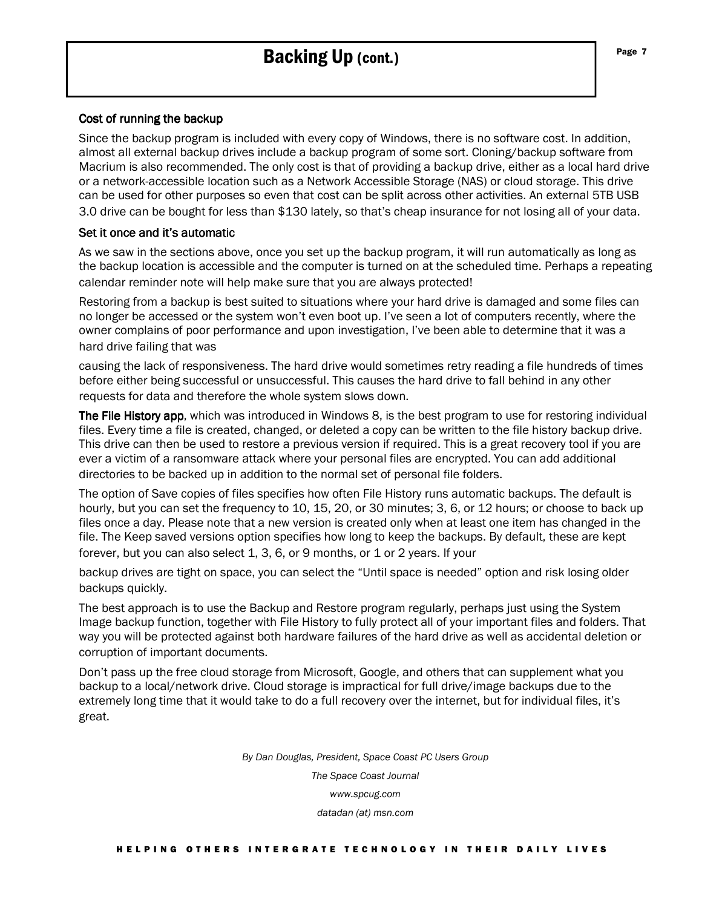# Backing Up (cont.)

### Cost of running the backup

Since the backup program is included with every copy of Windows, there is no software cost. In addition, almost all external backup drives include a backup program of some sort. Cloning/backup software from Macrium is also recommended. The only cost is that of providing a backup drive, either as a local hard drive or a network-accessible location such as a Network Accessible Storage (NAS) or cloud storage. This drive can be used for other purposes so even that cost can be split across other activities. An external 5TB USB 3.0 drive can be bought for less than $130 lately, so that's cheap insurance for not losing all of your data.

### Set it once and it's automatic

As we saw in the sections above, once you set up the backup program, it will run automatically as long as the backup location is accessible and the computer is turned on at the scheduled time. Perhaps a repeating calendar reminder note will help make sure that you are always protected!

Restoring from a backup is best suited to situations where your hard drive is damaged and some files can no longer be accessed or the system won't even boot up. I've seen a lot of computers recently, where the owner complains of poor performance and upon investigation, I've been able to determine that it was a hard drive failing that was causing the lack of responsiveness. The hard drive would sometimes retry reading a file hundreds of times before either being successful or unsuccessful. This causes the hard drive to fall behind in any other requests for data and therefore the whole system slows down.

**The File History app**, which was introduced in Windows 8, is the best program to use for restoring individual files. Every time a file is created, changed, or deleted a copy can be written to the file history backup drive. This drive can then be used to restore a previous version if required. This is a great recovery tool if you are ever a victim of a ransomware attack where your personal files are encrypted. You can add additional directories to be backed up in addition to the normal set of personal file folders.

The option of Save copies of files specifies how often File History runs automatic backups. The default is hourly, but you can set the frequency to 10, 15, 20, or 30 minutes; 3, 6, or 12 hours; or choose to back up files once a day. Please note that a new version is created only when at least one item has changed in the file. The Keep saved versions option specifies how long to keep the backups. By default, these are kept forever, but you can also select 1, 3, 6, or 9 months, or 1 or 2 years. If your backup drives are tight on space, you can select the "Until space is needed" option and risk losing older backups quickly.

The best approach is to use the Backup and Restore program regularly, perhaps just using the System Image backup function, together with File History to fully protect all of your important files and folders. That way you will be protected against both hardware failures of the hard drive as well as accidental deletion or corruption of important documents.

Don't pass up the free cloud storage from Microsoft, Google, and others that can supplement what you backup to a local/network drive. Cloud storage is impractical for full drive/image backups due to the extremely long time that it would take to do a full recovery over the internet, but for individual files, it's great.

*By Dan Douglas, President, Space Coast PC Users Group*

*The Space Coast Journal*

*www.spcug.com*

*datadan (at) msn.com*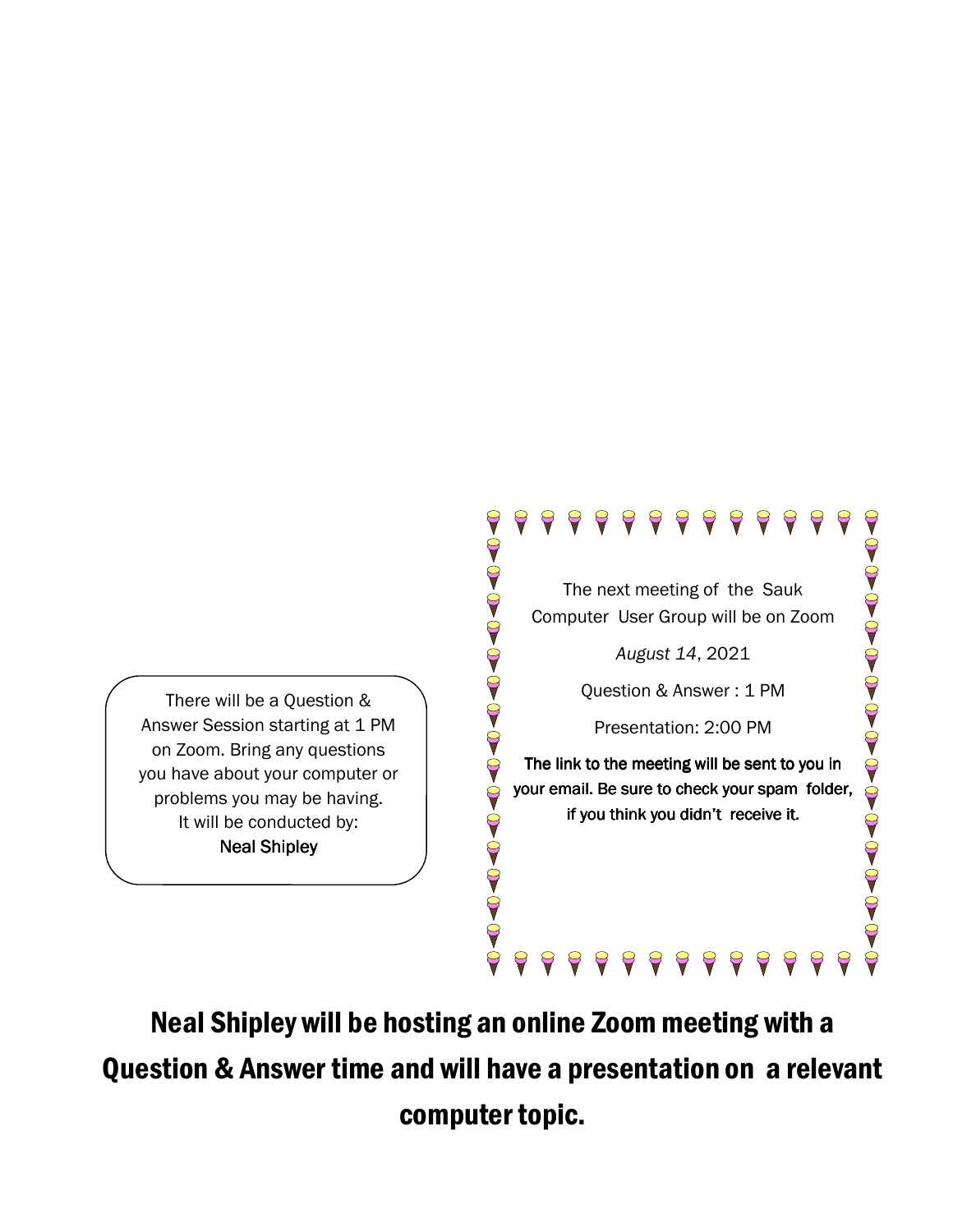There will be a Question & Answer Session starting at 1 PM on Zoom. Bring any questions you have about your computer or problems you may be having.
It will be conducted by:
Neal Shipley

The next meeting of the Sauk Computer User Group will be on Zoom

*August 14*, 2021

Question & Answer : 1 PM

Presentation: 2:00 PM

**The link to the meeting will be sent to you in your email. Be sure to check your spam folder, if you think you didn't receive it.**

## Neal Shipley will be hosting an online Zoom meeting with a Question & Answer time and will have a presentation on a relevant computer topic.